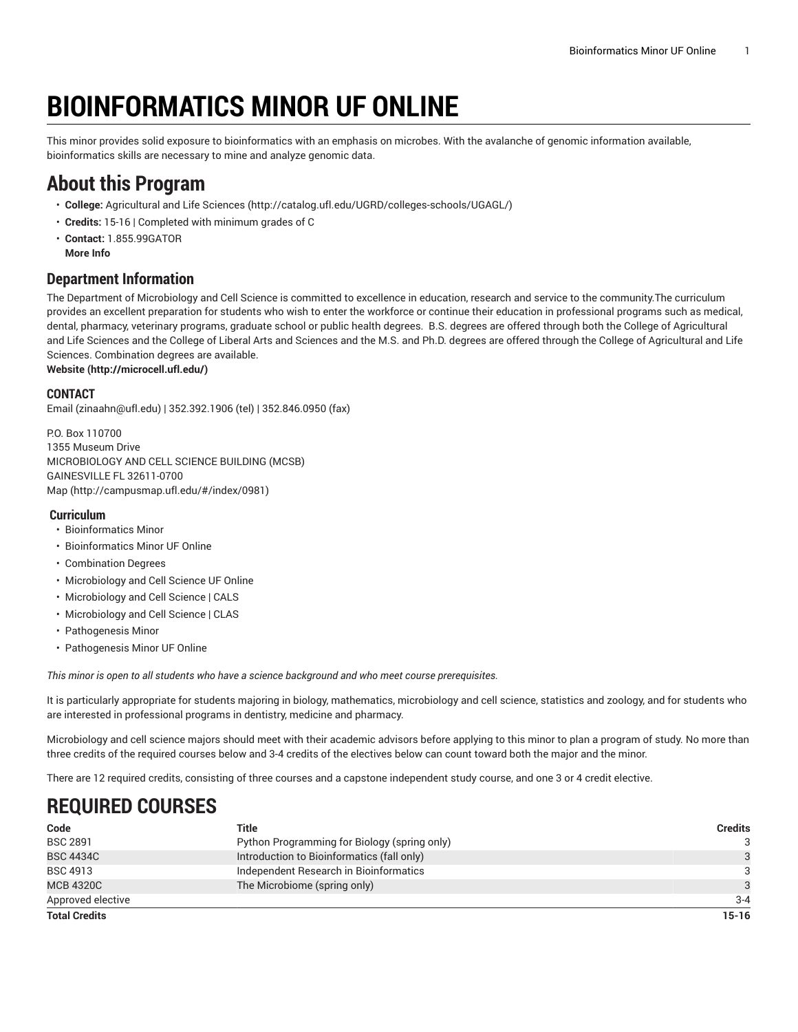# BIOINFORMATICS MINOR UF ONLINE

This minor provides solid exposure to bioinformatics with an emphasis on microbes. With the avalanche of genomic information available, bioinformatics skills are necessary to mine and analyze genomic data.

## About this Program

- **College:** Agricultural and Life Sciences (http://catalog.ufl.edu/UGRD/colleges-schools/UGAGL/)
- **Credits:** 15-16 | Completed with minimum grades of C
- **Contact:** 1.855.99GATOR
  **More Info**

### Department Information

The Department of Microbiology and Cell Science is committed to excellence in education, research and service to the community.The curriculum provides an excellent preparation for students who wish to enter the workforce or continue their education in professional programs such as medical, dental, pharmacy, veterinary programs, graduate school or public health degrees. B.S. degrees are offered through both the College of Agricultural and Life Sciences and the College of Liberal Arts and Sciences and the M.S. and Ph.D. degrees are offered through the College of Agricultural and Life Sciences. Combination degrees are available.
**Website (http://microcell.ufl.edu/)**

#### CONTACT

Email (zinaahn@ufl.edu) | 352.392.1906 (tel) | 352.846.0950 (fax)

P.O. Box 110700
1355 Museum Drive
MICROBIOLOGY AND CELL SCIENCE BUILDING (MCSB)
GAINESVILLE FL 32611-0700
Map (http://campusmap.ufl.edu/#/index/0981)

#### Curriculum

- Bioinformatics Minor
- Bioinformatics Minor UF Online
- Combination Degrees
- Microbiology and Cell Science UF Online
- Microbiology and Cell Science | CALS
- Microbiology and Cell Science | CLAS
- Pathogenesis Minor
- Pathogenesis Minor UF Online

*This minor is open to all students who have a science background and who meet course prerequisites.*

It is particularly appropriate for students majoring in biology, mathematics, microbiology and cell science, statistics and zoology, and for students who are interested in professional programs in dentistry, medicine and pharmacy.

Microbiology and cell science majors should meet with their academic advisors before applying to this minor to plan a program of study. No more than three credits of the required courses below and 3-4 credits of the electives below can count toward both the major and the minor.

There are 12 required credits, consisting of three courses and a capstone independent study course, and one 3 or 4 credit elective.

## REQUIRED COURSES

| Code | Title | Credits |
|---|---|---|
| BSC 2891 | Python Programming for Biology (spring only) | 3 |
| BSC 4434C | Introduction to Bioinformatics (fall only) | 3 |
| BSC 4913 | Independent Research in Bioinformatics | 3 |
| MCB 4320C | The Microbiome (spring only) | 3 |
| Approved elective | | 3-4 |
| **Total Credits** | | **15-16** |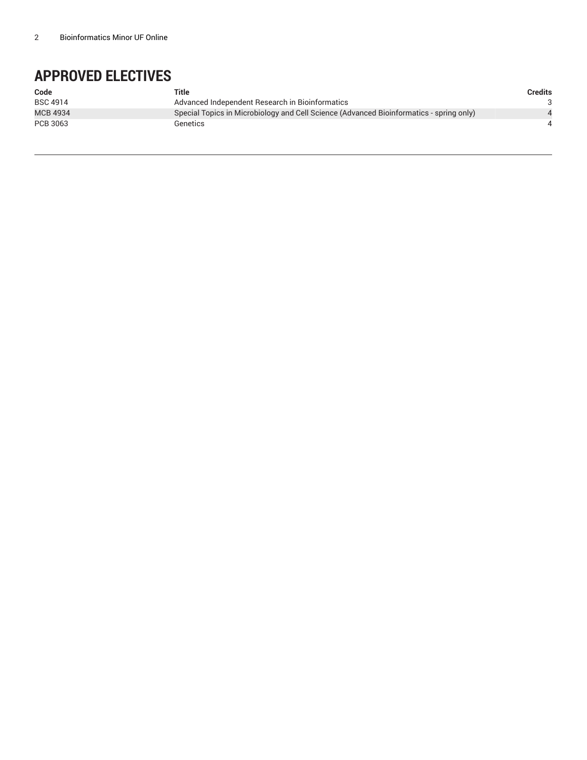## APPROVED ELECTIVES

| Code | Title | Credits |
| --- | --- | --- |
| BSC 4914 | Advanced Independent Research in Bioinformatics | 3 |
| MCB 4934 | Special Topics in Microbiology and Cell Science (Advanced Bioinformatics - spring only) | 4 |
| PCB 3063 | Genetics | 4 |